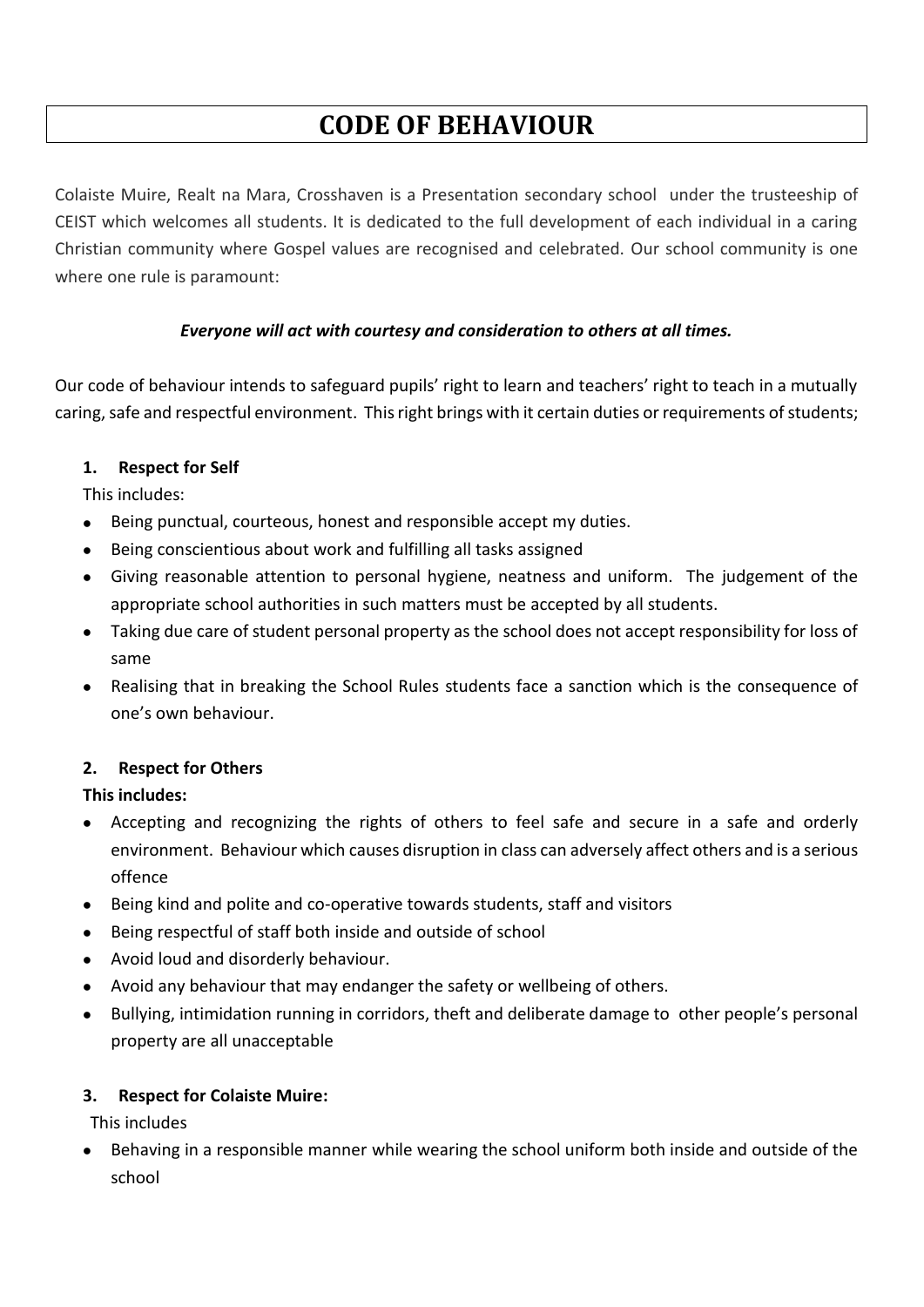# CODE OF BEHAVIOUR

Colaiste Muire, Realt na Mara, Crosshaven is a Presentation secondary school under the trusteeship of CEIST which welcomes all students. It is dedicated to the full development of each individual in a caring Christian community where Gospel values are recognised and celebrated. Our school community is one where one rule is paramount:

***Everyone will act with courtesy and consideration to others at all times.***

Our code of behaviour intends to safeguard pupils' right to learn and teachers' right to teach in a mutually caring, safe and respectful environment. This right brings with it certain duties or requirements of students;

### 1. Respect for Self

This includes:

- Being punctual, courteous, honest and responsible accept my duties.
- Being conscientious about work and fulfilling all tasks assigned
- Giving reasonable attention to personal hygiene, neatness and uniform. The judgement of the appropriate school authorities in such matters must be accepted by all students.
- Taking due care of student personal property as the school does not accept responsibility for loss of same
- Realising that in breaking the School Rules students face a sanction which is the consequence of one's own behaviour.

### 2. Respect for Others

**This includes:**

- Accepting and recognizing the rights of others to feel safe and secure in a safe and orderly environment. Behaviour which causes disruption in class can adversely affect others and is a serious offence
- Being kind and polite and co-operative towards students, staff and visitors
- Being respectful of staff both inside and outside of school
- Avoid loud and disorderly behaviour.
- Avoid any behaviour that may endanger the safety or wellbeing of others.
- Bullying, intimidation running in corridors, theft and deliberate damage to other people's personal property are all unacceptable

### 3. Respect for Colaiste Muire:

This includes

- Behaving in a responsible manner while wearing the school uniform both inside and outside of the school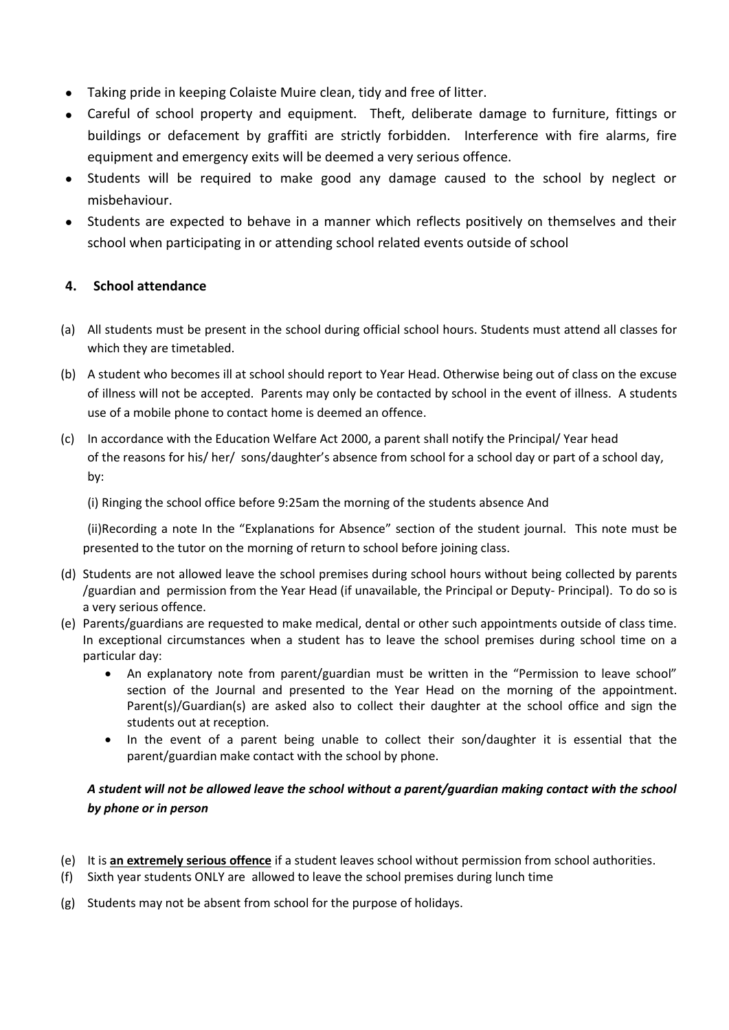- Taking pride in keeping Colaiste Muire clean, tidy and free of litter.
- Careful of school property and equipment. Theft, deliberate damage to furniture, fittings or buildings or defacement by graffiti are strictly forbidden. Interference with fire alarms, fire equipment and emergency exits will be deemed a very serious offence.
- Students will be required to make good any damage caused to the school by neglect or misbehaviour.
- Students are expected to behave in a manner which reflects positively on themselves and their school when participating in or attending school related events outside of school

## 4. School attendance

(a) All students must be present in the school during official school hours. Students must attend all classes for which they are timetabled.

(b) A student who becomes ill at school should report to Year Head. Otherwise being out of class on the excuse of illness will not be accepted. Parents may only be contacted by school in the event of illness. A students use of a mobile phone to contact home is deemed an offence.

(c) In accordance with the Education Welfare Act 2000, a parent shall notify the Principal/ Year head of the reasons for his/ her/ sons/daughter's absence from school for a school day or part of a school day, by:

(i) Ringing the school office before 9:25am the morning of the students absence And

(ii)Recording a note In the "Explanations for Absence" section of the student journal. This note must be presented to the tutor on the morning of return to school before joining class.

(d) Students are not allowed leave the school premises during school hours without being collected by parents /guardian and permission from the Year Head (if unavailable, the Principal or Deputy- Principal). To do so is a very serious offence.

(e) Parents/guardians are requested to make medical, dental or other such appointments outside of class time. In exceptional circumstances when a student has to leave the school premises during school time on a particular day:
   - An explanatory note from parent/guardian must be written in the "Permission to leave school" section of the Journal and presented to the Year Head on the morning of the appointment. Parent(s)/Guardian(s) are asked also to collect their daughter at the school office and sign the students out at reception.
   - In the event of a parent being unable to collect their son/daughter it is essential that the parent/guardian make contact with the school by phone.

***A student will not be allowed leave the school without a parent/guardian making contact with the school by phone or in person***

(e) It is **an extremely serious offence** if a student leaves school without permission from school authorities.

(f) Sixth year students ONLY are allowed to leave the school premises during lunch time

(g) Students may not be absent from school for the purpose of holidays.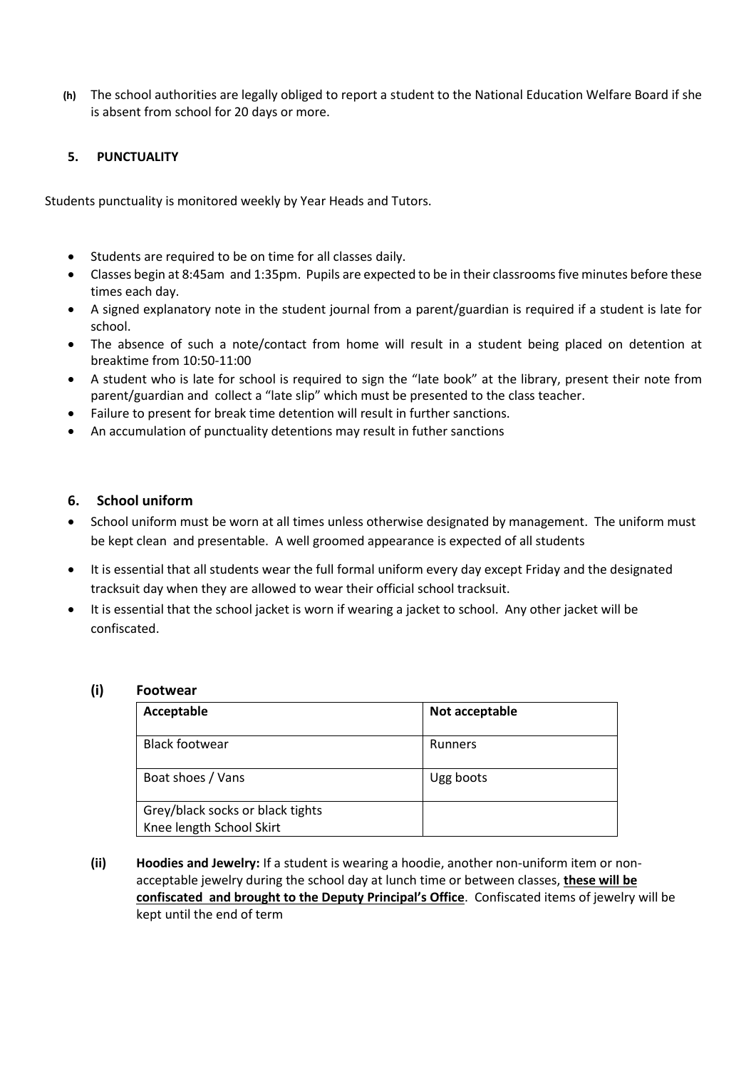**(h)** The school authorities are legally obliged to report a student to the National Education Welfare Board if she is absent from school for 20 days or more.

## 5. PUNCTUALITY

Students punctuality is monitored weekly by Year Heads and Tutors.

- Students are required to be on time for all classes daily.
- Classes begin at 8:45am and 1:35pm. Pupils are expected to be in their classrooms five minutes before these times each day.
- A signed explanatory note in the student journal from a parent/guardian is required if a student is late for school.
- The absence of such a note/contact from home will result in a student being placed on detention at breaktime from 10:50-11:00
- A student who is late for school is required to sign the "late book" at the library, present their note from parent/guardian and collect a "late slip" which must be presented to the class teacher.
- Failure to present for break time detention will result in further sanctions.
- An accumulation of punctuality detentions may result in futher sanctions

## 6. School uniform

- School uniform must be worn at all times unless otherwise designated by management. The uniform must be kept clean and presentable. A well groomed appearance is expected of all students
- It is essential that all students wear the full formal uniform every day except Friday and the designated tracksuit day when they are allowed to wear their official school tracksuit.
- It is essential that the school jacket is worn if wearing a jacket to school. Any other jacket will be confiscated.

### (i) Footwear

| Acceptable | Not acceptable |
|---|---|
| Black footwear | Runners |
| Boat shoes / Vans | Ugg boots |
| Grey/black socks or black tights<br>Knee length School Skirt | |

**(ii) Hoodies and Jewelry:** If a student is wearing a hoodie, another non-uniform item or non-acceptable jewelry during the school day at lunch time or between classes, **these will be confiscated and brought to the Deputy Principal's Office**. Confiscated items of jewelry will be kept until the end of term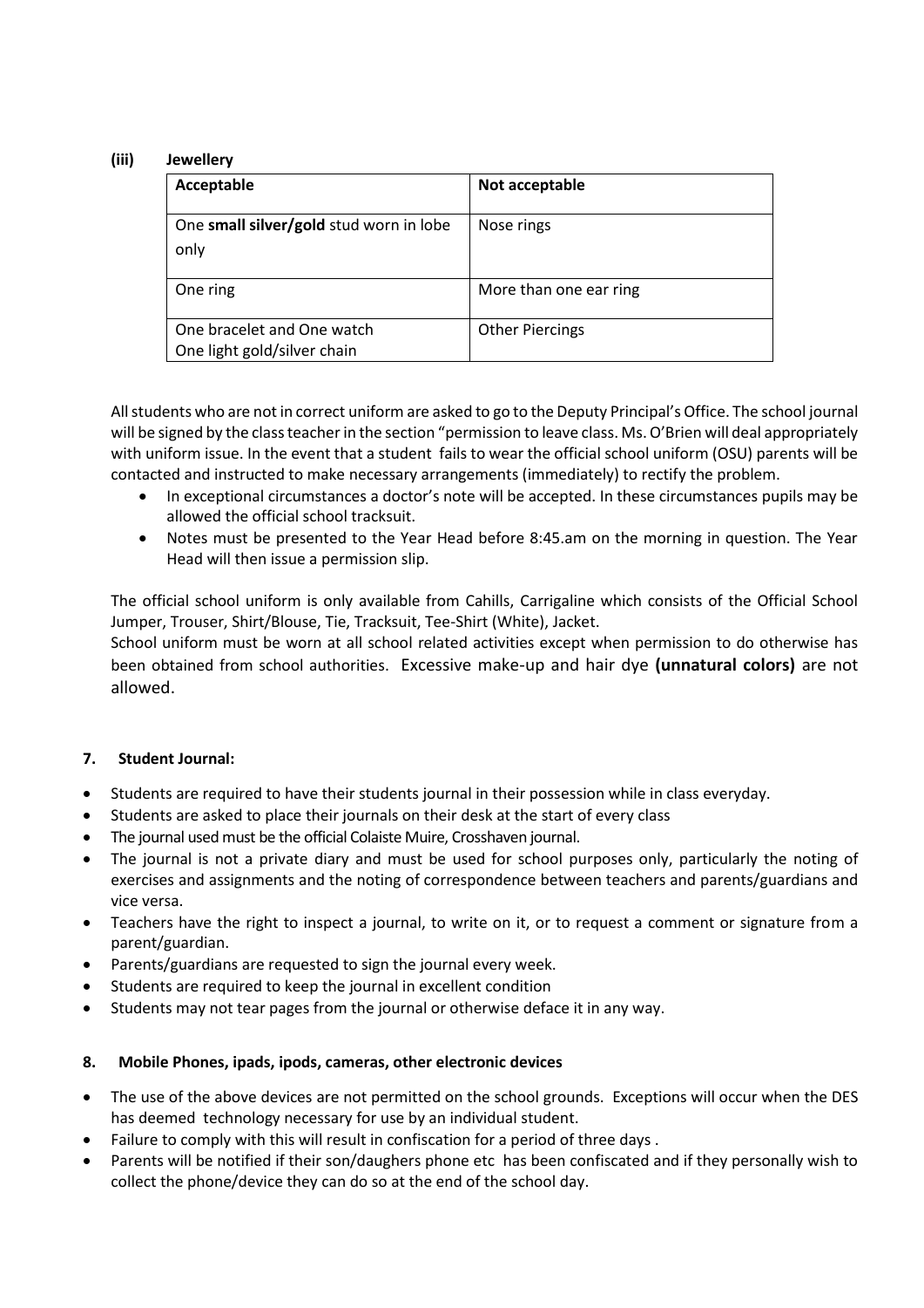### (iii) Jewellery

| Acceptable | Not acceptable |
|---|---|
| One **small silver/gold** stud worn in lobe only | Nose rings |
| One ring | More than one ear ring |
| One bracelet and One watch<br>One light gold/silver chain | Other Piercings |

All students who are not in correct uniform are asked to go to the Deputy Principal's Office. The school journal will be signed by the class teacher in the section "permission to leave class. Ms. O'Brien will deal appropriately with uniform issue. In the event that a student fails to wear the official school uniform (OSU) parents will be contacted and instructed to make necessary arrangements (immediately) to rectify the problem.

- In exceptional circumstances a doctor's note will be accepted. In these circumstances pupils may be allowed the official school tracksuit.
- Notes must be presented to the Year Head before 8:45.am on the morning in question. The Year Head will then issue a permission slip.

The official school uniform is only available from Cahills, Carrigaline which consists of the Official School Jumper, Trouser, Shirt/Blouse, Tie, Tracksuit, Tee-Shirt (White), Jacket.
School uniform must be worn at all school related activities except when permission to do otherwise has been obtained from school authorities. Excessive make-up and hair dye **(unnatural colors)** are not allowed.

## 7. Student Journal:

- Students are required to have their students journal in their possession while in class everyday.
- Students are asked to place their journals on their desk at the start of every class
- The journal used must be the official Colaiste Muire, Crosshaven journal.
- The journal is not a private diary and must be used for school purposes only, particularly the noting of exercises and assignments and the noting of correspondence between teachers and parents/guardians and vice versa.
- Teachers have the right to inspect a journal, to write on it, or to request a comment or signature from a parent/guardian.
- Parents/guardians are requested to sign the journal every week.
- Students are required to keep the journal in excellent condition
- Students may not tear pages from the journal or otherwise deface it in any way.

## 8. Mobile Phones, ipads, ipods, cameras, other electronic devices

- The use of the above devices are not permitted on the school grounds. Exceptions will occur when the DES has deemed technology necessary for use by an individual student.
- Failure to comply with this will result in confiscation for a period of three days .
- Parents will be notified if their son/daughers phone etc has been confiscated and if they personally wish to collect the phone/device they can do so at the end of the school day.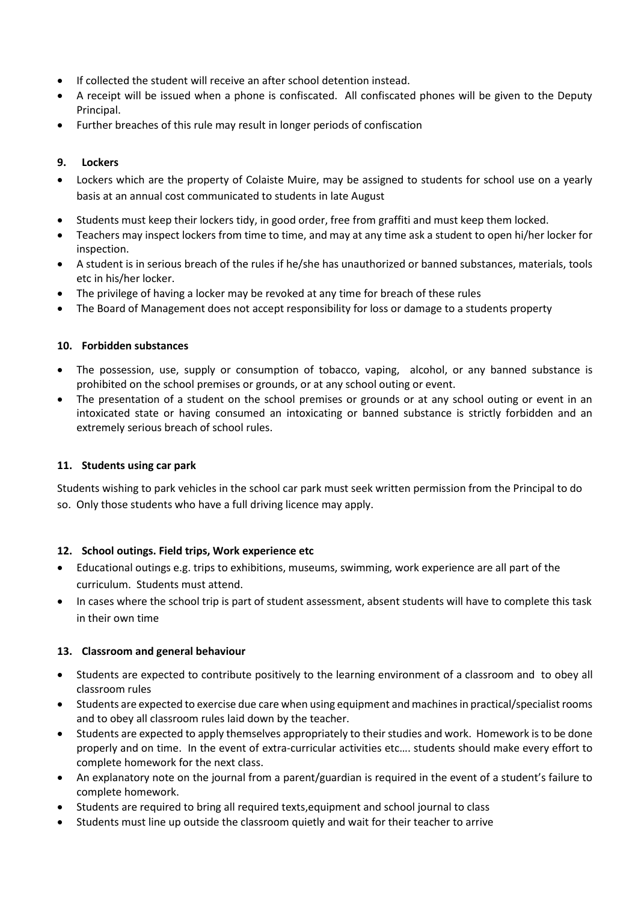- If collected the student will receive an after school detention instead.
- A receipt will be issued when a phone is confiscated. All confiscated phones will be given to the Deputy Principal.
- Further breaches of this rule may result in longer periods of confiscation

## 9. Lockers

- Lockers which are the property of Colaiste Muire, may be assigned to students for school use on a yearly basis at an annual cost communicated to students in late August
- Students must keep their lockers tidy, in good order, free from graffiti and must keep them locked.
- Teachers may inspect lockers from time to time, and may at any time ask a student to open hi/her locker for inspection.
- A student is in serious breach of the rules if he/she has unauthorized or banned substances, materials, tools etc in his/her locker.
- The privilege of having a locker may be revoked at any time for breach of these rules
- The Board of Management does not accept responsibility for loss or damage to a students property

## 10. Forbidden substances

- The possession, use, supply or consumption of tobacco, vaping, alcohol, or any banned substance is prohibited on the school premises or grounds, or at any school outing or event.
- The presentation of a student on the school premises or grounds or at any school outing or event in an intoxicated state or having consumed an intoxicating or banned substance is strictly forbidden and an extremely serious breach of school rules.

## 11. Students using car park

Students wishing to park vehicles in the school car park must seek written permission from the Principal to do so. Only those students who have a full driving licence may apply.

## 12. School outings. Field trips, Work experience etc

- Educational outings e.g. trips to exhibitions, museums, swimming, work experience are all part of the curriculum. Students must attend.
- In cases where the school trip is part of student assessment, absent students will have to complete this task in their own time

## 13. Classroom and general behaviour

- Students are expected to contribute positively to the learning environment of a classroom and to obey all classroom rules
- Students are expected to exercise due care when using equipment and machines in practical/specialist rooms and to obey all classroom rules laid down by the teacher.
- Students are expected to apply themselves appropriately to their studies and work. Homework is to be done properly and on time. In the event of extra-curricular activities etc…. students should make every effort to complete homework for the next class.
- An explanatory note on the journal from a parent/guardian is required in the event of a student's failure to complete homework.
- Students are required to bring all required texts,equipment and school journal to class
- Students must line up outside the classroom quietly and wait for their teacher to arrive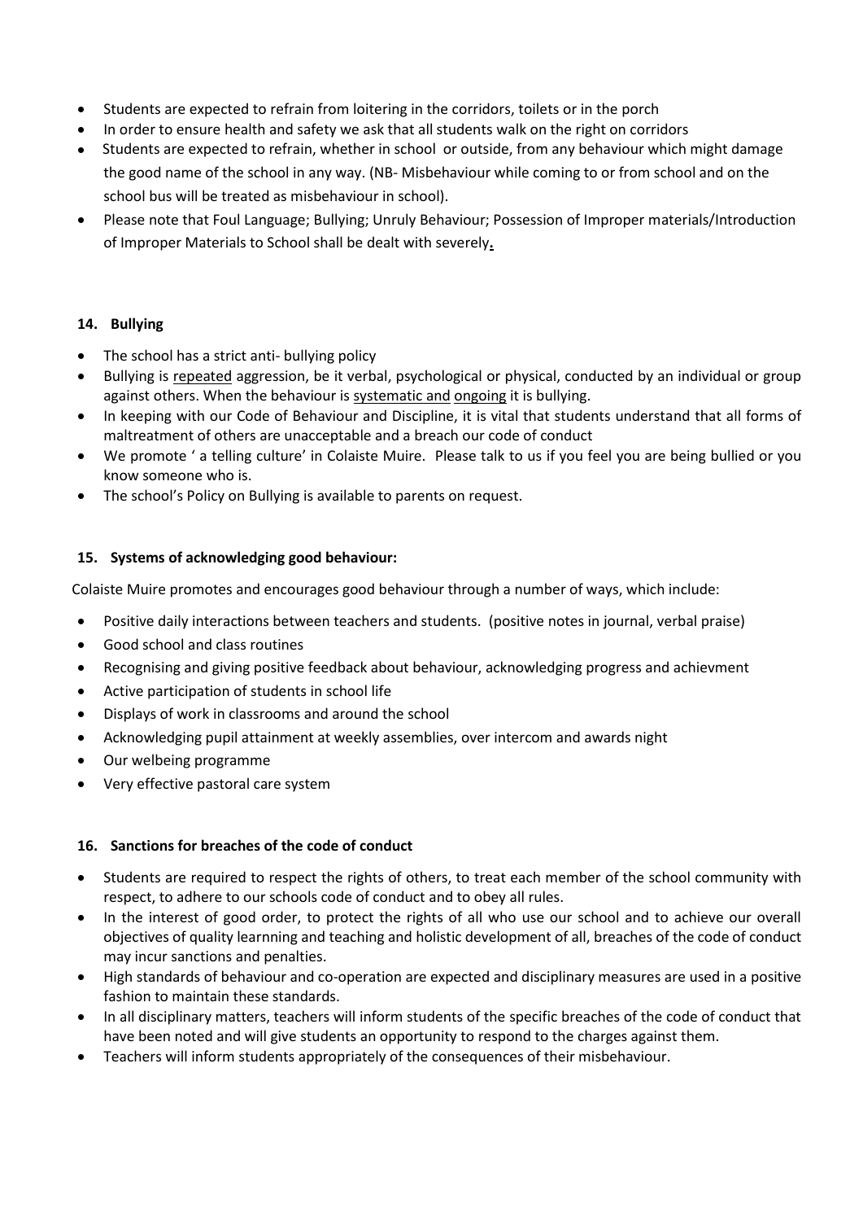- Students are expected to refrain from loitering in the corridors, toilets or in the porch
- In order to ensure health and safety we ask that all students walk on the right on corridors
- Students are expected to refrain, whether in school or outside, from any behaviour which might damage the good name of the school in any way. (NB- Misbehaviour while coming to or from school and on the school bus will be treated as misbehaviour in school).
- Please note that Foul Language; Bullying; Unruly Behaviour; Possession of Improper materials/Introduction of Improper Materials to School shall be dealt with severely.

## 14. Bullying

- The school has a strict anti- bullying policy
- Bullying is repeated aggression, be it verbal, psychological or physical, conducted by an individual or group against others. When the behaviour is systematic and ongoing it is bullying.
- In keeping with our Code of Behaviour and Discipline, it is vital that students understand that all forms of maltreatment of others are unacceptable and a breach our code of conduct
- We promote ' a telling culture' in Colaiste Muire. Please talk to us if you feel you are being bullied or you know someone who is.
- The school's Policy on Bullying is available to parents on request.

## 15. Systems of acknowledging good behaviour:

Colaiste Muire promotes and encourages good behaviour through a number of ways, which include:

- Positive daily interactions between teachers and students. (positive notes in journal, verbal praise)
- Good school and class routines
- Recognising and giving positive feedback about behaviour, acknowledging progress and achievment
- Active participation of students in school life
- Displays of work in classrooms and around the school
- Acknowledging pupil attainment at weekly assemblies, over intercom and awards night
- Our welbeing programme
- Very effective pastoral care system

## 16. Sanctions for breaches of the code of conduct

- Students are required to respect the rights of others, to treat each member of the school community with respect, to adhere to our schools code of conduct and to obey all rules.
- In the interest of good order, to protect the rights of all who use our school and to achieve our overall objectives of quality learnning and teaching and holistic development of all, breaches of the code of conduct may incur sanctions and penalties.
- High standards of behaviour and co-operation are expected and disciplinary measures are used in a positive fashion to maintain these standards.
- In all disciplinary matters, teachers will inform students of the specific breaches of the code of conduct that have been noted and will give students an opportunity to respond to the charges against them.
- Teachers will inform students appropriately of the consequences of their misbehaviour.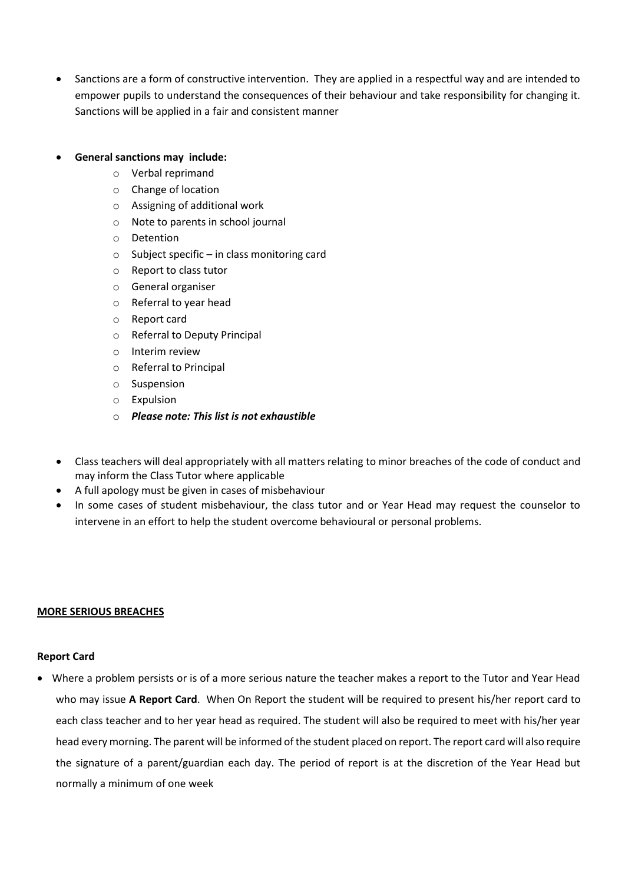- Sanctions are a form of constructive intervention. They are applied in a respectful way and are intended to empower pupils to understand the consequences of their behaviour and take responsibility for changing it. Sanctions will be applied in a fair and consistent manner

- **General sanctions may include:**
    - Verbal reprimand
    - Change of location
    - Assigning of additional work
    - Note to parents in school journal
    - Detention
    - Subject specific – in class monitoring card
    - Report to class tutor
    - General organiser
    - Referral to year head
    - Report card
    - Referral to Deputy Principal
    - Interim review
    - Referral to Principal
    - Suspension
    - Expulsion
    - ***Please note: This list is not exhaustible***

- Class teachers will deal appropriately with all matters relating to minor breaches of the code of conduct and may inform the Class Tutor where applicable
- A full apology must be given in cases of misbehaviour
- In some cases of student misbehaviour, the class tutor and or Year Head may request the counselor to intervene in an effort to help the student overcome behavioural or personal problems.

**MORE SERIOUS BREACHES**

**Report Card**

- Where a problem persists or is of a more serious nature the teacher makes a report to the Tutor and Year Head who may issue **A Report Card**. When On Report the student will be required to present his/her report card to each class teacher and to her year head as required. The student will also be required to meet with his/her year head every morning. The parent will be informed of the student placed on report. The report card will also require the signature of a parent/guardian each day. The period of report is at the discretion of the Year Head but normally a minimum of one week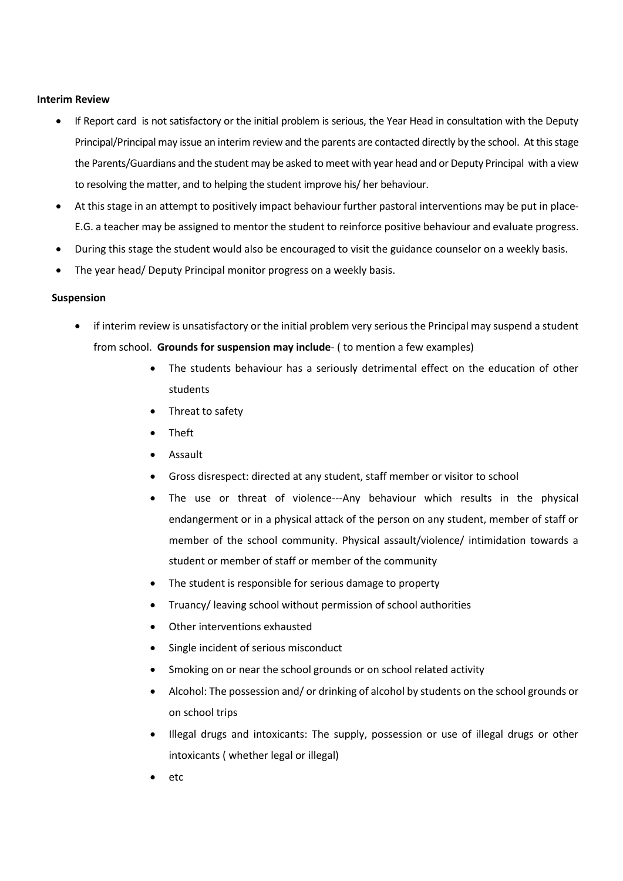**Interim Review**

- If Report card is not satisfactory or the initial problem is serious, the Year Head in consultation with the Deputy Principal/Principal may issue an interim review and the parents are contacted directly by the school. At this stage the Parents/Guardians and the student may be asked to meet with year head and or Deputy Principal with a view to resolving the matter, and to helping the student improve his/ her behaviour.
- At this stage in an attempt to positively impact behaviour further pastoral interventions may be put in place- E.G. a teacher may be assigned to mentor the student to reinforce positive behaviour and evaluate progress.
- During this stage the student would also be encouraged to visit the guidance counselor on a weekly basis.
- The year head/ Deputy Principal monitor progress on a weekly basis.

**Suspension**

- if interim review is unsatisfactory or the initial problem very serious the Principal may suspend a student from school. **Grounds for suspension may include**- ( to mention a few examples)
    - The students behaviour has a seriously detrimental effect on the education of other students
    - Threat to safety
    - Theft
    - Assault
    - Gross disrespect: directed at any student, staff member or visitor to school
    - The use or threat of violence---Any behaviour which results in the physical endangerment or in a physical attack of the person on any student, member of staff or member of the school community. Physical assault/violence/ intimidation towards a student or member of staff or member of the community
    - The student is responsible for serious damage to property
    - Truancy/ leaving school without permission of school authorities
    - Other interventions exhausted
    - Single incident of serious misconduct
    - Smoking on or near the school grounds or on school related activity
    - Alcohol: The possession and/ or drinking of alcohol by students on the school grounds or on school trips
    - Illegal drugs and intoxicants: The supply, possession or use of illegal drugs or other intoxicants ( whether legal or illegal)
    - etc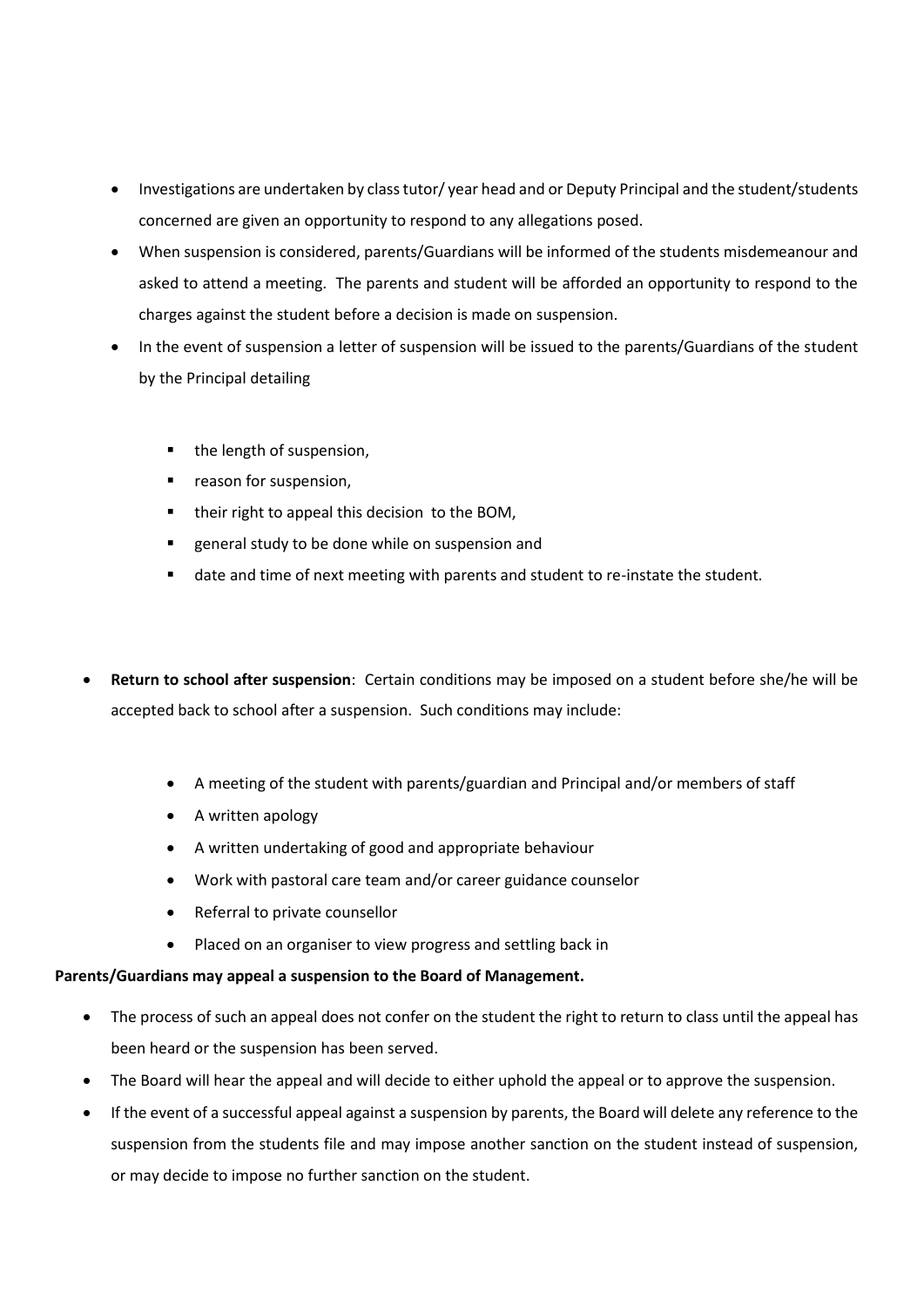- Investigations are undertaken by class tutor/ year head and or Deputy Principal and the student/students concerned are given an opportunity to respond to any allegations posed.
- When suspension is considered, parents/Guardians will be informed of the students misdemeanour and asked to attend a meeting. The parents and student will be afforded an opportunity to respond to the charges against the student before a decision is made on suspension.
- In the event of suspension a letter of suspension will be issued to the parents/Guardians of the student by the Principal detailing
  - the length of suspension,
  - reason for suspension,
  - their right to appeal this decision to the BOM,
  - general study to be done while on suspension and
  - date and time of next meeting with parents and student to re-instate the student.

- **Return to school after suspension**: Certain conditions may be imposed on a student before she/he will be accepted back to school after a suspension. Such conditions may include:
  - A meeting of the student with parents/guardian and Principal and/or members of staff
  - A written apology
  - A written undertaking of good and appropriate behaviour
  - Work with pastoral care team and/or career guidance counselor
  - Referral to private counsellor
  - Placed on an organiser to view progress and settling back in

**Parents/Guardians may appeal a suspension to the Board of Management.**

- The process of such an appeal does not confer on the student the right to return to class until the appeal has been heard or the suspension has been served.
- The Board will hear the appeal and will decide to either uphold the appeal or to approve the suspension.
- If the event of a successful appeal against a suspension by parents, the Board will delete any reference to the suspension from the students file and may impose another sanction on the student instead of suspension, or may decide to impose no further sanction on the student.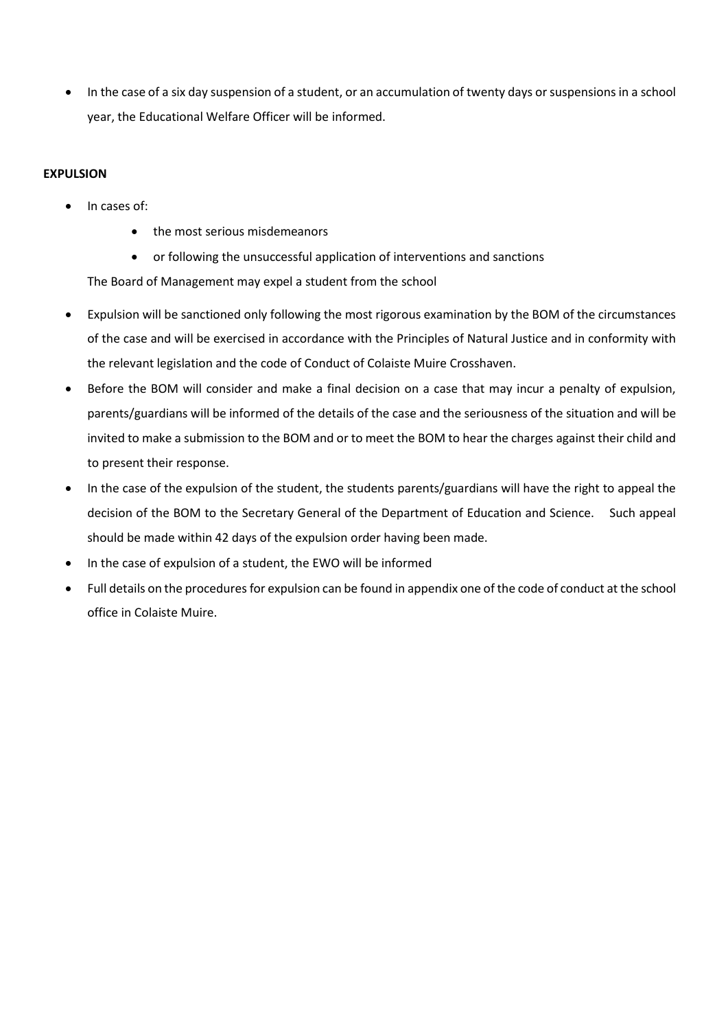- In the case of a six day suspension of a student, or an accumulation of twenty days or suspensions in a school year, the Educational Welfare Officer will be informed.

**EXPULSION**

- In cases of:
    - the most serious misdemeanors
    - or following the unsuccessful application of interventions and sanctions

  The Board of Management may expel a student from the school
- Expulsion will be sanctioned only following the most rigorous examination by the BOM of the circumstances of the case and will be exercised in accordance with the Principles of Natural Justice and in conformity with the relevant legislation and the code of Conduct of Colaiste Muire Crosshaven.
- Before the BOM will consider and make a final decision on a case that may incur a penalty of expulsion, parents/guardians will be informed of the details of the case and the seriousness of the situation and will be invited to make a submission to the BOM and or to meet the BOM to hear the charges against their child and to present their response.
- In the case of the expulsion of the student, the students parents/guardians will have the right to appeal the decision of the BOM to the Secretary General of the Department of Education and Science. Such appeal should be made within 42 days of the expulsion order having been made.
- In the case of expulsion of a student, the EWO will be informed
- Full details on the procedures for expulsion can be found in appendix one of the code of conduct at the school office in Colaiste Muire.